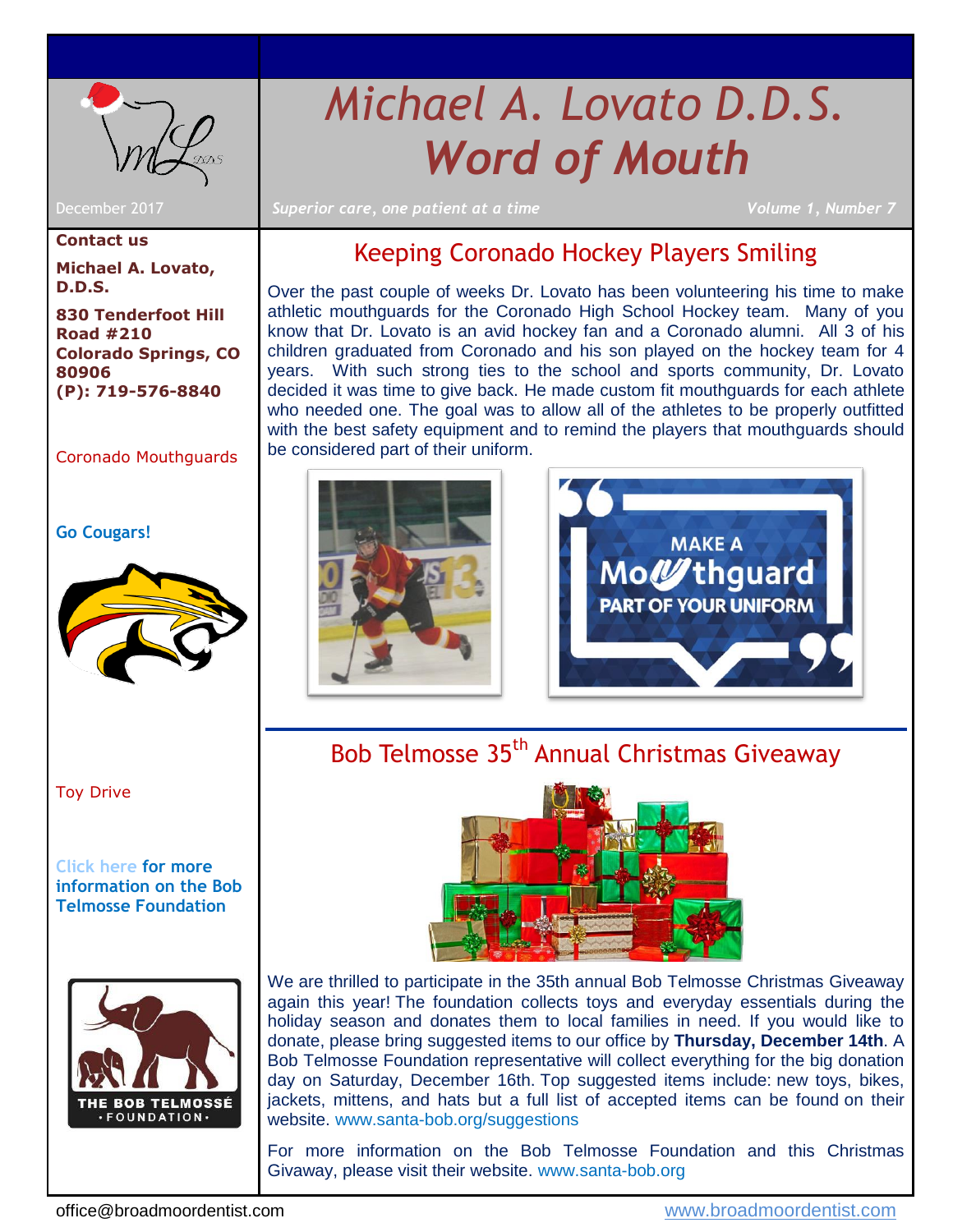# Michael A. Lovato D.D.S.
# *Word of Mouth*

December 2017

*Superior care, one patient at a time*

*Volume 1, Number 7*

**Contact us**

**Michael A. Lovato, D.D.S.**

**830 Tenderfoot Hill Road #210**
**Colorado Springs, CO 80906**
**(P): 719-576-8840**

Coronado Mouthguards

**Go Cougars!**

Toy Drive

**Click here for more information on the Bob Telmosse Foundation**

## Keeping Coronado Hockey Players Smiling

Over the past couple of weeks Dr. Lovato has been volunteering his time to make athletic mouthguards for the Coronado High School Hockey team. Many of you know that Dr. Lovato is an avid hockey fan and a Coronado alumni. All 3 of his children graduated from Coronado and his son played on the hockey team for 4 years. With such strong ties to the school and sports community, Dr. Lovato decided it was time to give back. He made custom fit mouthguards for each athlete who needed one. The goal was to allow all of the athletes to be properly outfitted with the best safety equipment and to remind the players that mouthguards should be considered part of their uniform.

## Bob Telmosse 35th Annual Christmas Giveaway

We are thrilled to participate in the 35th annual Bob Telmosse Christmas Giveaway again this year! The foundation collects toys and everyday essentials during the holiday season and donates them to local families in need. If you would like to donate, please bring suggested items to our office by **Thursday, December 14th**. A Bob Telmosse Foundation representative will collect everything for the big donation day on Saturday, December 16th. Top suggested items include: new toys, bikes, jackets, mittens, and hats but a full list of accepted items can be found on their website. www.santa-bob.org/suggestions

For more information on the Bob Telmosse Foundation and this Christmas Givaway, please visit their website. www.santa-bob.org

office@broadmoordentist.com

www.broadmoordentist.com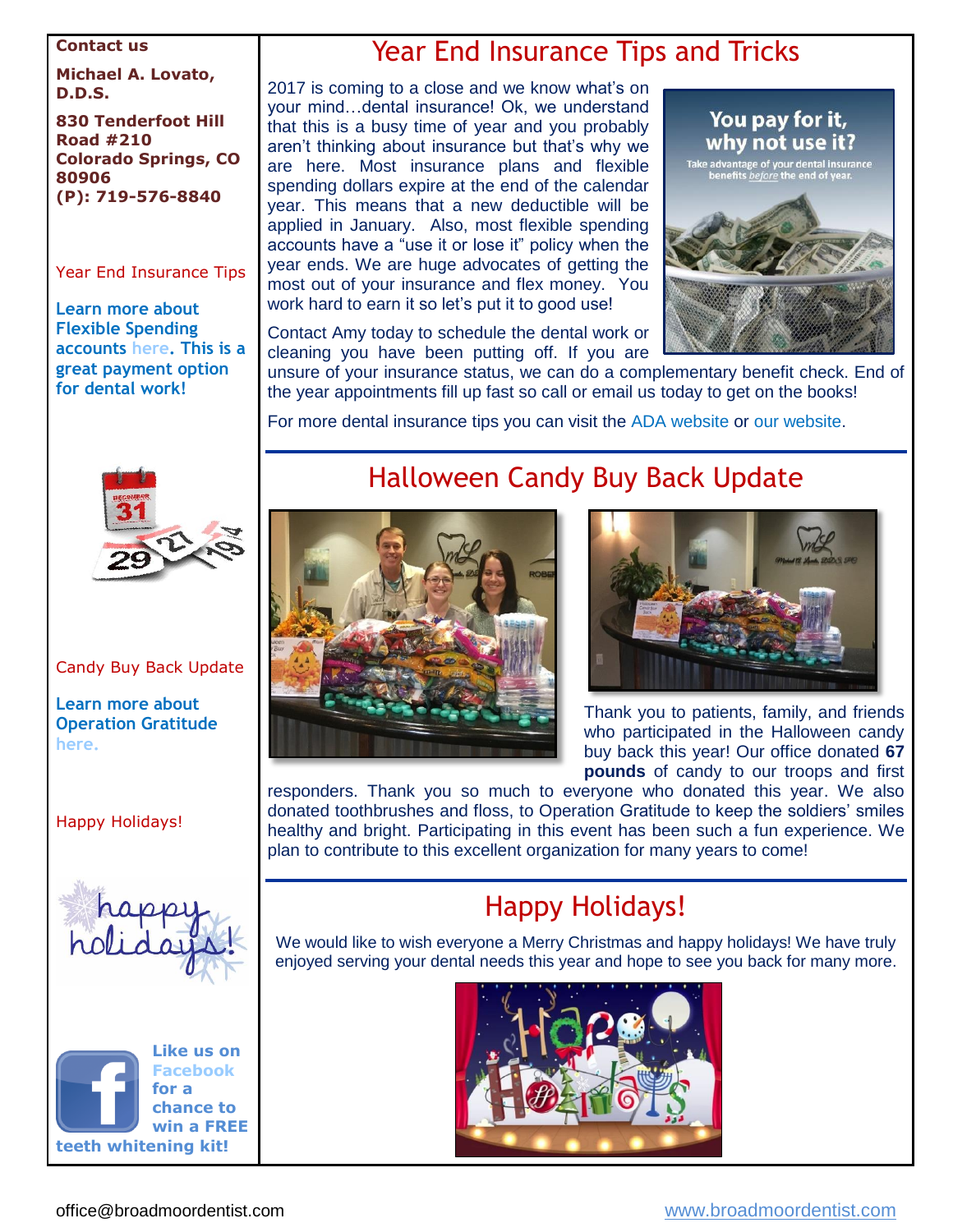**Contact us**

**Michael A. Lovato, D.D.S.**

**830 Tenderfoot Hill Road #210**
**Colorado Springs, CO 80906**
**(P): 719-576-8840**

Year End Insurance Tips

**Learn more about Flexible Spending accounts here. This is a great payment option for dental work!**

Candy Buy Back Update

**Learn more about Operation Gratitude here.**

Happy Holidays!

**Like us on Facebook for a chance to win a FREE teeth whitening kit!**

# Year End Insurance Tips and Tricks

2017 is coming to a close and we know what's on your mind…dental insurance! Ok, we understand that this is a busy time of year and you probably aren't thinking about insurance but that's why we are here. Most insurance plans and flexible spending dollars expire at the end of the calendar year. This means that a new deductible will be applied in January. Also, most flexible spending accounts have a "use it or lose it" policy when the year ends. We are huge advocates of getting the most out of your insurance and flex money. You work hard to earn it so let's put it to good use!

Contact Amy today to schedule the dental work or cleaning you have been putting off. If you are unsure of your insurance status, we can do a complementary benefit check. End of the year appointments fill up fast so call or email us today to get on the books!

For more dental insurance tips you can visit the ADA website or our website.

# Halloween Candy Buy Back Update

Thank you to patients, family, and friends who participated in the Halloween candy buy back this year! Our office donated **67 pounds** of candy to our troops and first responders. Thank you so much to everyone who donated this year. We also donated toothbrushes and floss, to Operation Gratitude to keep the soldiers' smiles healthy and bright. Participating in this event has been such a fun experience. We plan to contribute to this excellent organization for many years to come!

# Happy Holidays!

We would like to wish everyone a Merry Christmas and happy holidays! We have truly enjoyed serving your dental needs this year and hope to see you back for many more.

office@broadmoordentist.com www.broadmoordentist.com